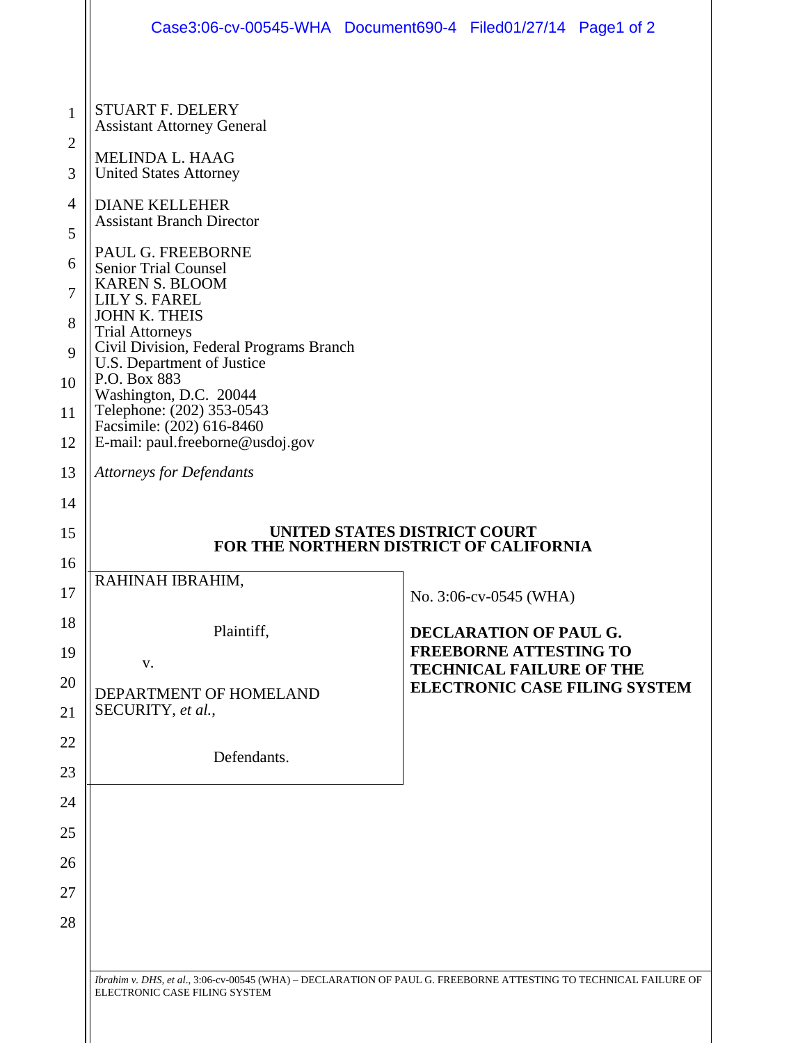STUART F. DELERY
Assistant Attorney General

MELINDA L. HAAG
United States Attorney

DIANE KELLEHER
Assistant Branch Director

PAUL G. FREEBORNE
Senior Trial Counsel
KAREN S. BLOOM
LILY S. FAREL
JOHN K. THEIS
Trial Attorneys
Civil Division, Federal Programs Branch
U.S. Department of Justice
P.O. Box 883
Washington, D.C. 20044
Telephone: (202) 353-0543
Facsimile: (202) 616-8460
E-mail: paul.freeborne@usdoj.gov

*Attorneys for Defendants*

**UNITED STATES DISTRICT COURT**
**FOR THE NORTHERN DISTRICT OF CALIFORNIA**

| | |
|---|---|
| RAHINAH IBRAHIM,<br><br>Plaintiff,<br><br>v.<br><br>DEPARTMENT OF HOMELAND SECURITY, *et al.*,<br><br>Defendants. | No. 3:06-cv-0545 (WHA)<br><br>**DECLARATION OF PAUL G. FREEBORNE ATTESTING TO TECHNICAL FAILURE OF THE ELECTRONIC CASE FILING SYSTEM** |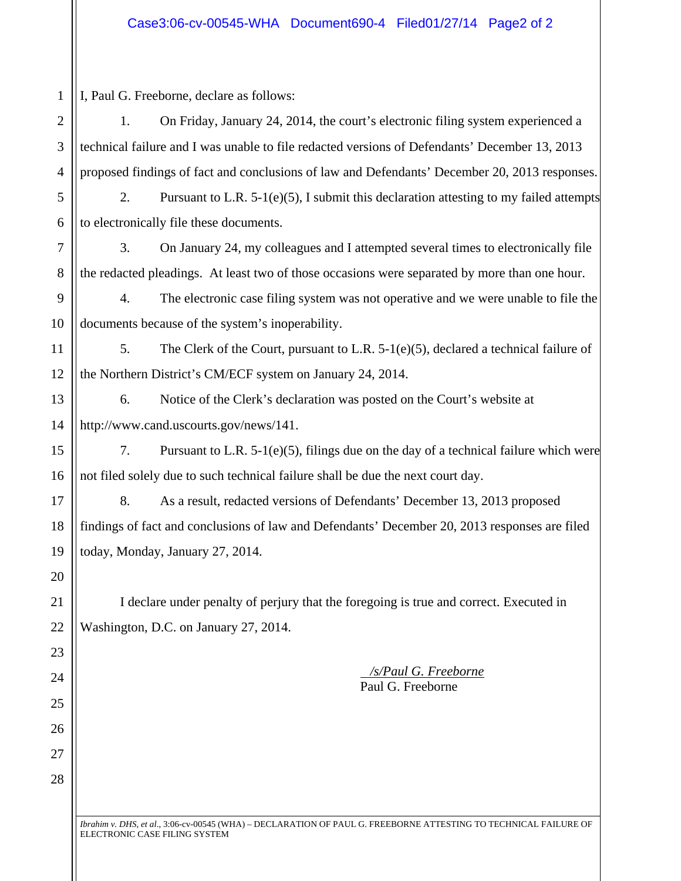I, Paul G. Freeborne, declare as follows:

1. On Friday, January 24, 2014, the court's electronic filing system experienced a technical failure and I was unable to file redacted versions of Defendants' December 13, 2013 proposed findings of fact and conclusions of law and Defendants' December 20, 2013 responses.

2. Pursuant to L.R. 5-1(e)(5), I submit this declaration attesting to my failed attempts to electronically file these documents.

3. On January 24, my colleagues and I attempted several times to electronically file the redacted pleadings. At least two of those occasions were separated by more than one hour.

4. The electronic case filing system was not operative and we were unable to file the documents because of the system's inoperability.

5. The Clerk of the Court, pursuant to L.R. 5-1(e)(5), declared a technical failure of the Northern District's CM/ECF system on January 24, 2014.

6. Notice of the Clerk's declaration was posted on the Court's website at http://www.cand.uscourts.gov/news/141.

7. Pursuant to L.R. 5-1(e)(5), filings due on the day of a technical failure which were not filed solely due to such technical failure shall be due the next court day.

8. As a result, redacted versions of Defendants' December 13, 2013 proposed findings of fact and conclusions of law and Defendants' December 20, 2013 responses are filed today, Monday, January 27, 2014.

I declare under penalty of perjury that the foregoing is true and correct. Executed in Washington, D.C. on January 27, 2014.

*/s/Paul G. Freeborne*
Paul G. Freeborne

*Ibrahim v. DHS, et al.*, 3:06-cv-00545 (WHA) – DECLARATION OF PAUL G. FREEBORNE ATTESTING TO TECHNICAL FAILURE OF ELECTRONIC CASE FILING SYSTEM